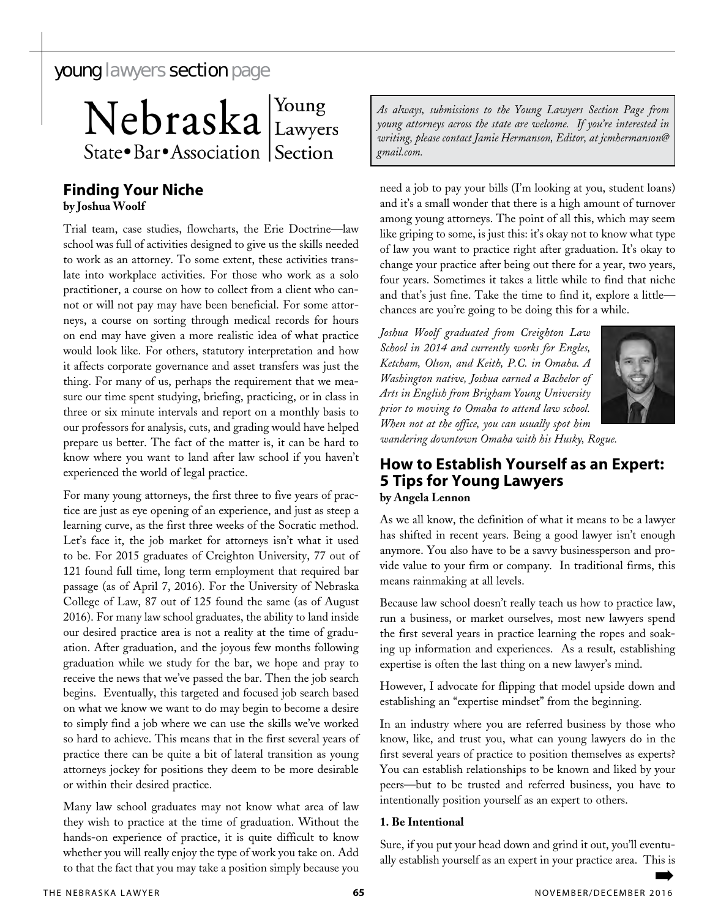young lawyers section page

Nebraska State•Bar•Association | Young Lawyers Section

*As always, submissions to the Young Lawyers Section Page from young attorneys across the state are welcome. If you're interested in writing, please contact Jamie Hermanson, Editor, at jcmhermanson@gmail.com.*

## Finding Your Niche

**by Joshua Woolf**

Trial team, case studies, flowcharts, the Erie Doctrine—law school was full of activities designed to give us the skills needed to work as an attorney. To some extent, these activities translate into workplace activities. For those who work as a solo practitioner, a course on how to collect from a client who cannot or will not pay may have been beneficial. For some attorneys, a course on sorting through medical records for hours on end may have given a more realistic idea of what practice would look like. For others, statutory interpretation and how it affects corporate governance and asset transfers was just the thing. For many of us, perhaps the requirement that we measure our time spent studying, briefing, practicing, or in class in three or six minute intervals and report on a monthly basis to our professors for analysis, cuts, and grading would have helped prepare us better. The fact of the matter is, it can be hard to know where you want to land after law school if you haven't experienced the world of legal practice.

For many young attorneys, the first three to five years of practice are just as eye opening of an experience, and just as steep a learning curve, as the first three weeks of the Socratic method. Let's face it, the job market for attorneys isn't what it used to be. For 2015 graduates of Creighton University, 77 out of 121 found full time, long term employment that required bar passage (as of April 7, 2016). For the University of Nebraska College of Law, 87 out of 125 found the same (as of August 2016). For many law school graduates, the ability to land inside our desired practice area is not a reality at the time of graduation. After graduation, and the joyous few months following graduation while we study for the bar, we hope and pray to receive the news that we've passed the bar. Then the job search begins. Eventually, this targeted and focused job search based on what we know we want to do may begin to become a desire to simply find a job where we can use the skills we've worked so hard to achieve. This means that in the first several years of practice there can be quite a bit of lateral transition as young attorneys jockey for positions they deem to be more desirable or within their desired practice.

Many law school graduates may not know what area of law they wish to practice at the time of graduation. Without the hands-on experience of practice, it is quite difficult to know whether you will really enjoy the type of work you take on. Add to that the fact that you may take a position simply because you need a job to pay your bills (I'm looking at you, student loans) and it's a small wonder that there is a high amount of turnover among young attorneys. The point of all this, which may seem like griping to some, is just this: it's okay not to know what type of law you want to practice right after graduation. It's okay to change your practice after being out there for a year, two years, four years. Sometimes it takes a little while to find that niche and that's just fine. Take the time to find it, explore a little—chances are you're going to be doing this for a while.

*Joshua Woolf graduated from Creighton Law School in 2014 and currently works for Engles, Ketcham, Olson, and Keith, P.C. in Omaha. A Washington native, Joshua earned a Bachelor of Arts in English from Brigham Young University prior to moving to Omaha to attend law school. When not at the office, you can usually spot him wandering downtown Omaha with his Husky, Rogue.*

## How to Establish Yourself as an Expert: 5 Tips for Young Lawyers

**by Angela Lennon**

As we all know, the definition of what it means to be a lawyer has shifted in recent years. Being a good lawyer isn't enough anymore. You also have to be a savvy businessperson and provide value to your firm or company. In traditional firms, this means rainmaking at all levels.

Because law school doesn't really teach us how to practice law, run a business, or market ourselves, most new lawyers spend the first several years in practice learning the ropes and soaking up information and experiences. As a result, establishing expertise is often the last thing on a new lawyer's mind.

However, I advocate for flipping that model upside down and establishing an "expertise mindset" from the beginning.

In an industry where you are referred business by those who know, like, and trust you, what can young lawyers do in the first several years of practice to position themselves as experts? You can establish relationships to be known and liked by your peers—but to be trusted and referred business, you have to intentionally position yourself as an expert to others.

**1. Be Intentional**

Sure, if you put your head down and grind it out, you'll eventually establish yourself as an expert in your practice area. This is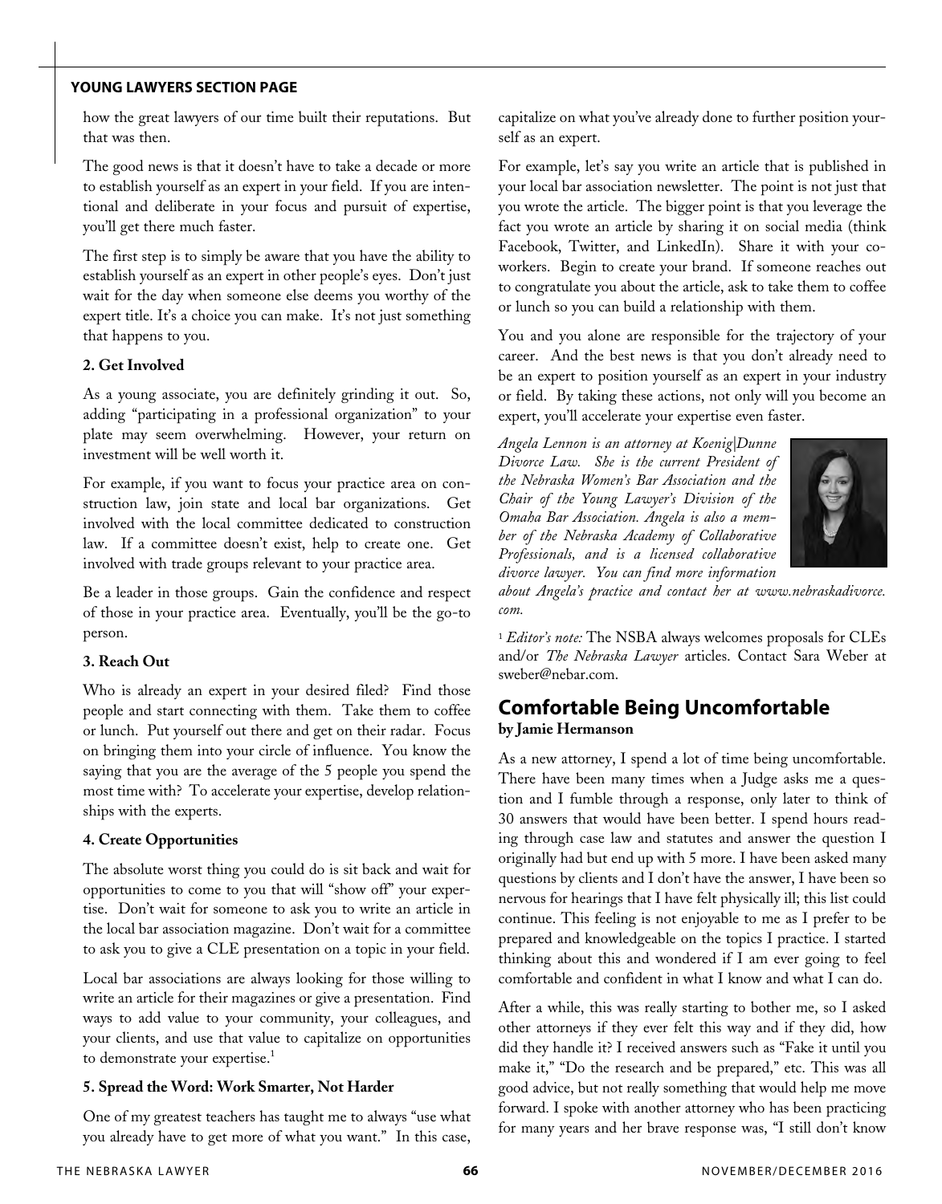how the great lawyers of our time built their reputations. But that was then.

The good news is that it doesn't have to take a decade or more to establish yourself as an expert in your field. If you are intentional and deliberate in your focus and pursuit of expertise, you'll get there much faster.

The first step is to simply be aware that you have the ability to establish yourself as an expert in other people's eyes. Don't just wait for the day when someone else deems you worthy of the expert title. It's a choice you can make. It's not just something that happens to you.

**2. Get Involved**

As a young associate, you are definitely grinding it out. So, adding "participating in a professional organization" to your plate may seem overwhelming. However, your return on investment will be well worth it.

For example, if you want to focus your practice area on construction law, join state and local bar organizations. Get involved with the local committee dedicated to construction law. If a committee doesn't exist, help to create one. Get involved with trade groups relevant to your practice area.

Be a leader in those groups. Gain the confidence and respect of those in your practice area. Eventually, you'll be the go-to person.

**3. Reach Out**

Who is already an expert in your desired filed? Find those people and start connecting with them. Take them to coffee or lunch. Put yourself out there and get on their radar. Focus on bringing them into your circle of influence. You know the saying that you are the average of the 5 people you spend the most time with? To accelerate your expertise, develop relationships with the experts.

**4. Create Opportunities**

The absolute worst thing you could do is sit back and wait for opportunities to come to you that will "show off" your expertise. Don't wait for someone to ask you to write an article in the local bar association magazine. Don't wait for a committee to ask you to give a CLE presentation on a topic in your field.

Local bar associations are always looking for those willing to write an article for their magazines or give a presentation. Find ways to add value to your community, your colleagues, and your clients, and use that value to capitalize on opportunities to demonstrate your expertise.[1]

**5. Spread the Word: Work Smarter, Not Harder**

One of my greatest teachers has taught me to always "use what you already have to get more of what you want." In this case, capitalize on what you've already done to further position yourself as an expert.

For example, let's say you write an article that is published in your local bar association newsletter. The point is not just that you wrote the article. The bigger point is that you leverage the fact you wrote an article by sharing it on social media (think Facebook, Twitter, and LinkedIn). Share it with your co-workers. Begin to create your brand. If someone reaches out to congratulate you about the article, ask to take them to coffee or lunch so you can build a relationship with them.

You and you alone are responsible for the trajectory of your career. And the best news is that you don't already need to be an expert to position yourself as an expert in your industry or field. By taking these actions, not only will you become an expert, you'll accelerate your expertise even faster.

*Angela Lennon is an attorney at Koenig|Dunne Divorce Law. She is the current President of the Nebraska Women's Bar Association and the Chair of the Young Lawyer's Division of the Omaha Bar Association. Angela is also a member of the Nebraska Academy of Collaborative Professionals, and is a licensed collaborative divorce lawyer. You can find more information about Angela's practice and contact her at www.nebraskadivorce.com.*

[1] *Editor's note:* The NSBA always welcomes proposals for CLEs and/or *The Nebraska Lawyer* articles. Contact Sara Weber at sweber@nebar.com.

## Comfortable Being Uncomfortable

**by Jamie Hermanson**

As a new attorney, I spend a lot of time being uncomfortable. There have been many times when a Judge asks me a question and I fumble through a response, only later to think of 30 answers that would have been better. I spend hours reading through case law and statutes and answer the question I originally had but end up with 5 more. I have been asked many questions by clients and I don't have the answer, I have been so nervous for hearings that I have felt physically ill; this list could continue. This feeling is not enjoyable to me as I prefer to be prepared and knowledgeable on the topics I practice. I started thinking about this and wondered if I am ever going to feel comfortable and confident in what I know and what I can do.

After a while, this was really starting to bother me, so I asked other attorneys if they ever felt this way and if they did, how did they handle it? I received answers such as "Fake it until you make it," "Do the research and be prepared," etc. This was all good advice, but not really something that would help me move forward. I spoke with another attorney who has been practicing for many years and her brave response was, "I still don't know